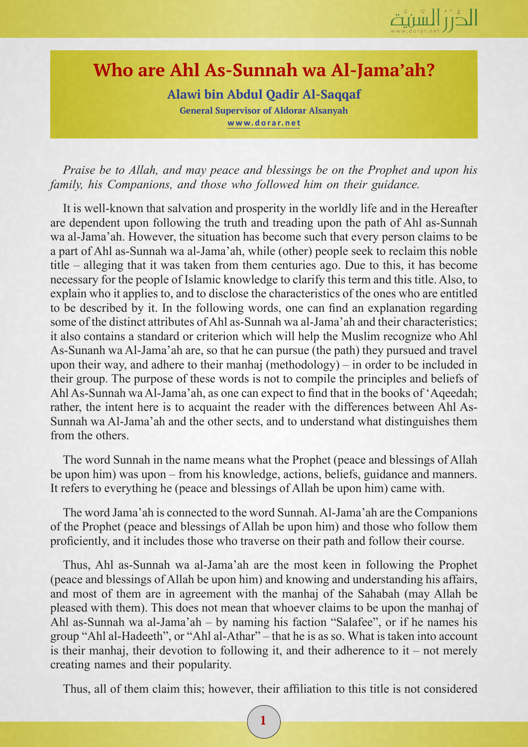# Who are Ahl As-Sunnah wa Al-Jama'ah?

**Alawi bin Abdul Qadir Al-Saqqaf**

**General Supervisor of Aldorar Alsanyah**

**www.dorar.net**

*Praise be to Allah, and may peace and blessings be on the Prophet and upon his family, his Companions, and those who followed him on their guidance.*

It is well-known that salvation and prosperity in the worldly life and in the Hereafter are dependent upon following the truth and treading upon the path of Ahl as-Sunnah wa al-Jama'ah. However, the situation has become such that every person claims to be a part of Ahl as-Sunnah wa al-Jama'ah, while (other) people seek to reclaim this noble title – alleging that it was taken from them centuries ago. Due to this, it has become necessary for the people of Islamic knowledge to clarify this term and this title. Also, to explain who it applies to, and to disclose the characteristics of the ones who are entitled to be described by it. In the following words, one can find an explanation regarding some of the distinct attributes of Ahl as-Sunnah wa al-Jama'ah and their characteristics; it also contains a standard or criterion which will help the Muslim recognize who Ahl As-Sunanh wa Al-Jama'ah are, so that he can pursue (the path) they pursued and travel upon their way, and adhere to their manhaj (methodology) – in order to be included in their group. The purpose of these words is not to compile the principles and beliefs of Ahl As-Sunnah wa Al-Jama'ah, as one can expect to find that in the books of 'Aqeedah; rather, the intent here is to acquaint the reader with the differences between Ahl As-Sunnah wa Al-Jama'ah and the other sects, and to understand what distinguishes them from the others.

The word Sunnah in the name means what the Prophet (peace and blessings of Allah be upon him) was upon – from his knowledge, actions, beliefs, guidance and manners. It refers to everything he (peace and blessings of Allah be upon him) came with.

The word Jama'ah is connected to the word Sunnah. Al-Jama'ah are the Companions of the Prophet (peace and blessings of Allah be upon him) and those who follow them proficiently, and it includes those who traverse on their path and follow their course.

Thus, Ahl as-Sunnah wa al-Jama'ah are the most keen in following the Prophet (peace and blessings of Allah be upon him) and knowing and understanding his affairs, and most of them are in agreement with the manhaj of the Sahabah (may Allah be pleased with them). This does not mean that whoever claims to be upon the manhaj of Ahl as-Sunnah wa al-Jama'ah – by naming his faction "Salafee", or if he names his group "Ahl al-Hadeeth", or "Ahl al-Athar" – that he is as so. What is taken into account is their manhaj, their devotion to following it, and their adherence to it – not merely creating names and their popularity.

Thus, all of them claim this; however, their affiliation to this title is not considered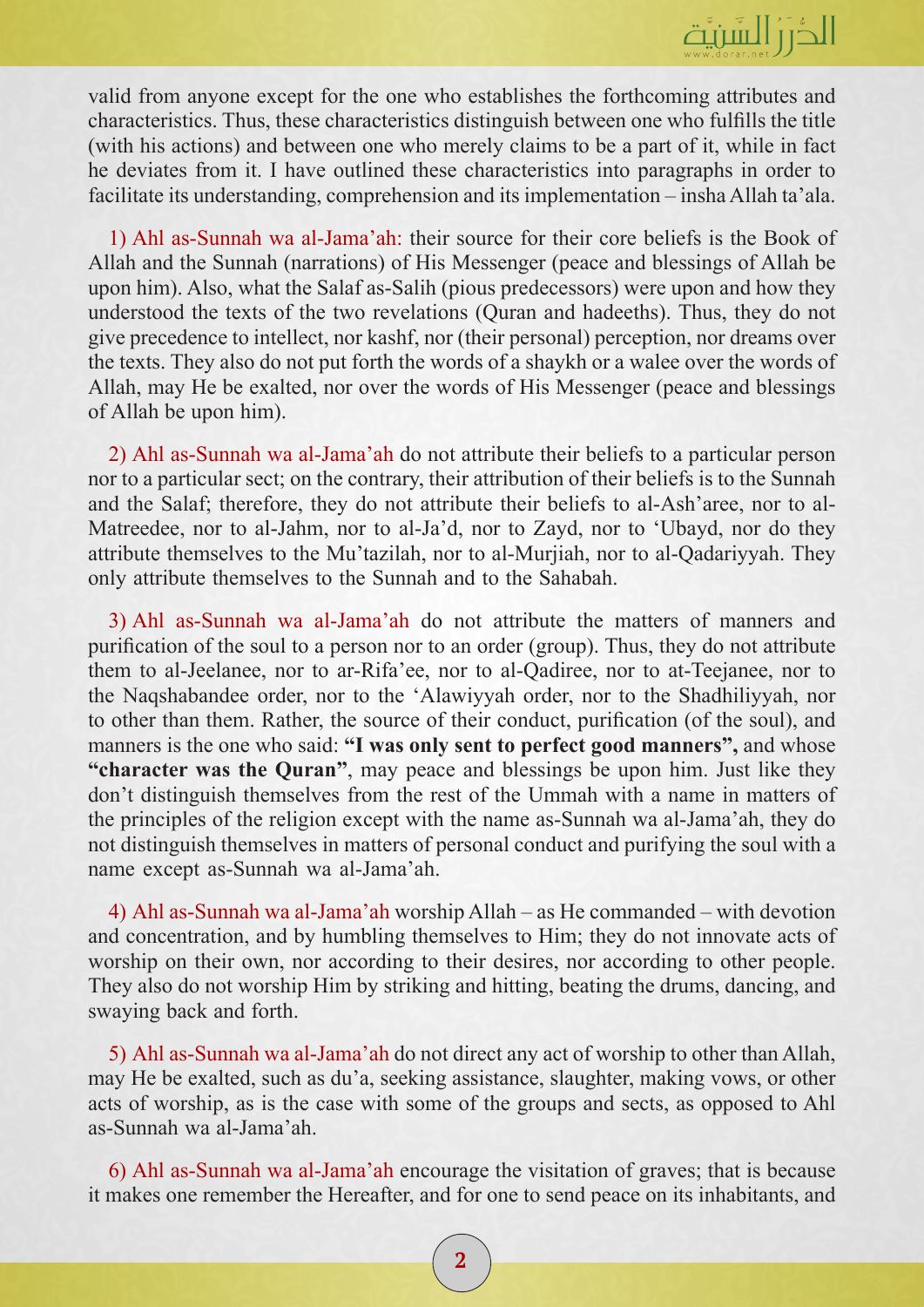valid from anyone except for the one who establishes the forthcoming attributes and characteristics. Thus, these characteristics distinguish between one who fulfills the title (with his actions) and between one who merely claims to be a part of it, while in fact he deviates from it. I have outlined these characteristics into paragraphs in order to facilitate its understanding, comprehension and its implementation – insha Allah ta'ala.

1) Ahl as-Sunnah wa al-Jama'ah: their source for their core beliefs is the Book of Allah and the Sunnah (narrations) of His Messenger (peace and blessings of Allah be upon him). Also, what the Salaf as-Salih (pious predecessors) were upon and how they understood the texts of the two revelations (Quran and hadeeths). Thus, they do not give precedence to intellect, nor kashf, nor (their personal) perception, nor dreams over the texts. They also do not put forth the words of a shaykh or a walee over the words of Allah, may He be exalted, nor over the words of His Messenger (peace and blessings of Allah be upon him).

2) Ahl as-Sunnah wa al-Jama'ah do not attribute their beliefs to a particular person nor to a particular sect; on the contrary, their attribution of their beliefs is to the Sunnah and the Salaf; therefore, they do not attribute their beliefs to al-Ash'aree, nor to al-Matreedee, nor to al-Jahm, nor to al-Ja'd, nor to Zayd, nor to 'Ubayd, nor do they attribute themselves to the Mu'tazilah, nor to al-Murjiah, nor to al-Qadariyyah. They only attribute themselves to the Sunnah and to the Sahabah.

3) Ahl as-Sunnah wa al-Jama'ah do not attribute the matters of manners and purification of the soul to a person nor to an order (group). Thus, they do not attribute them to al-Jeelanee, nor to ar-Rifa'ee, nor to al-Qadiree, nor to at-Teejanee, nor to the Naqshabandee order, nor to the 'Alawiyyah order, nor to the Shadhiliyyah, nor to other than them. Rather, the source of their conduct, purification (of the soul), and manners is the one who said: **"I was only sent to perfect good manners",** and whose **"character was the Quran"**, may peace and blessings be upon him. Just like they don't distinguish themselves from the rest of the Ummah with a name in matters of the principles of the religion except with the name as-Sunnah wa al-Jama'ah, they do not distinguish themselves in matters of personal conduct and purifying the soul with a name except as-Sunnah wa al-Jama'ah.

4) Ahl as-Sunnah wa al-Jama'ah worship Allah – as He commanded – with devotion and concentration, and by humbling themselves to Him; they do not innovate acts of worship on their own, nor according to their desires, nor according to other people. They also do not worship Him by striking and hitting, beating the drums, dancing, and swaying back and forth.

5) Ahl as-Sunnah wa al-Jama'ah do not direct any act of worship to other than Allah, may He be exalted, such as du'a, seeking assistance, slaughter, making vows, or other acts of worship, as is the case with some of the groups and sects, as opposed to Ahl as-Sunnah wa al-Jama'ah.

6) Ahl as-Sunnah wa al-Jama'ah encourage the visitation of graves; that is because it makes one remember the Hereafter, and for one to send peace on its inhabitants, and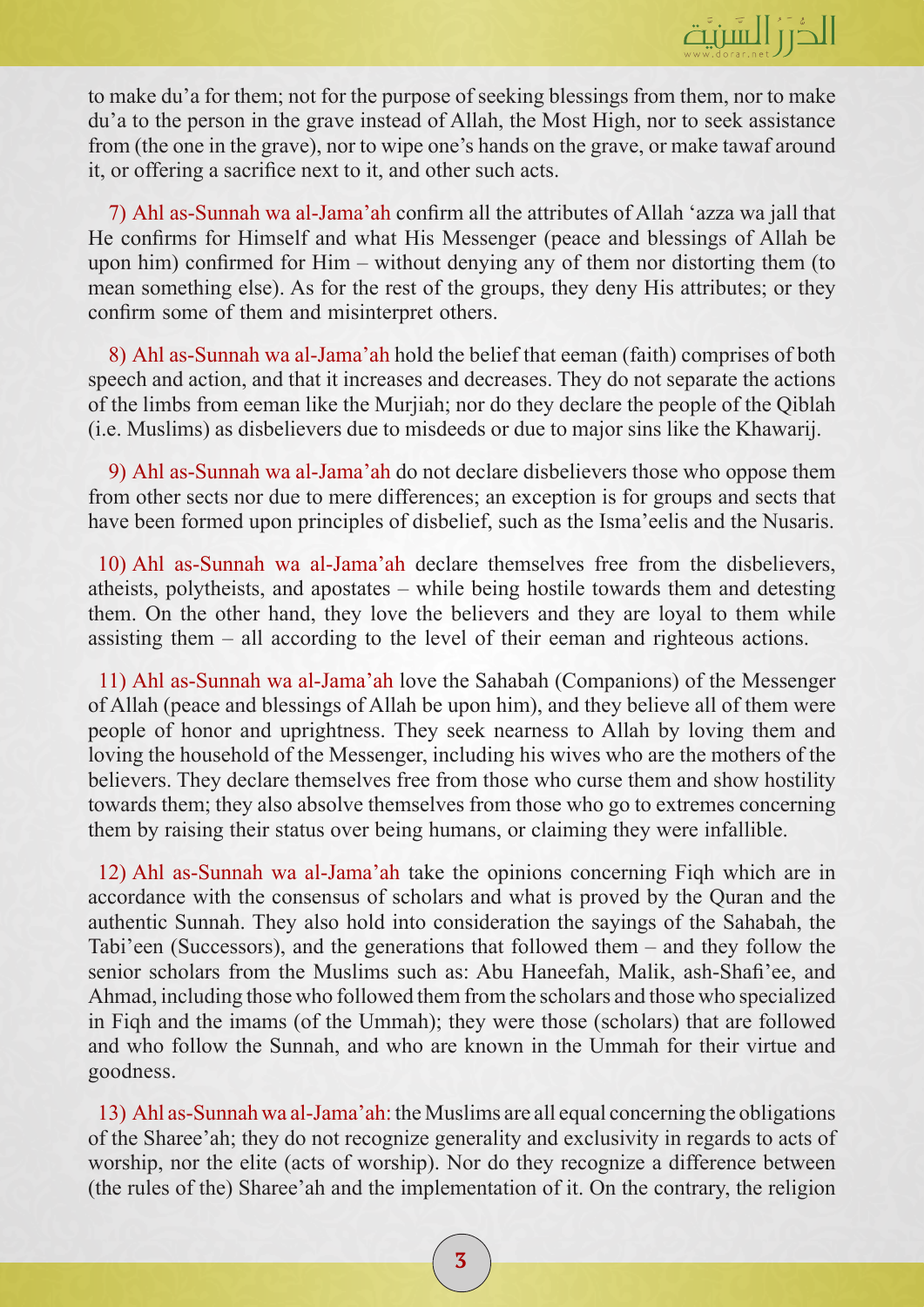to make du'a for them; not for the purpose of seeking blessings from them, nor to make du'a to the person in the grave instead of Allah, the Most High, nor to seek assistance from (the one in the grave), nor to wipe one's hands on the grave, or make tawaf around it, or offering a sacrifice next to it, and other such acts.

7) Ahl as-Sunnah wa al-Jama'ah confirm all the attributes of Allah 'azza wa jall that He confirms for Himself and what His Messenger (peace and blessings of Allah be upon him) confirmed for Him – without denying any of them nor distorting them (to mean something else). As for the rest of the groups, they deny His attributes; or they confirm some of them and misinterpret others.

8) Ahl as-Sunnah wa al-Jama'ah hold the belief that eeman (faith) comprises of both speech and action, and that it increases and decreases. They do not separate the actions of the limbs from eeman like the Murjiah; nor do they declare the people of the Qiblah (i.e. Muslims) as disbelievers due to misdeeds or due to major sins like the Khawarij.

9) Ahl as-Sunnah wa al-Jama'ah do not declare disbelievers those who oppose them from other sects nor due to mere differences; an exception is for groups and sects that have been formed upon principles of disbelief, such as the Isma'eelis and the Nusaris.

10) Ahl as-Sunnah wa al-Jama'ah declare themselves free from the disbelievers, atheists, polytheists, and apostates – while being hostile towards them and detesting them. On the other hand, they love the believers and they are loyal to them while assisting them – all according to the level of their eeman and righteous actions.

11) Ahl as-Sunnah wa al-Jama'ah love the Sahabah (Companions) of the Messenger of Allah (peace and blessings of Allah be upon him), and they believe all of them were people of honor and uprightness. They seek nearness to Allah by loving them and loving the household of the Messenger, including his wives who are the mothers of the believers. They declare themselves free from those who curse them and show hostility towards them; they also absolve themselves from those who go to extremes concerning them by raising their status over being humans, or claiming they were infallible.

12) Ahl as-Sunnah wa al-Jama'ah take the opinions concerning Fiqh which are in accordance with the consensus of scholars and what is proved by the Quran and the authentic Sunnah. They also hold into consideration the sayings of the Sahabah, the Tabi'een (Successors), and the generations that followed them – and they follow the senior scholars from the Muslims such as: Abu Haneefah, Malik, ash-Shafi'ee, and Ahmad, including those who followed them from the scholars and those who specialized in Fiqh and the imams (of the Ummah); they were those (scholars) that are followed and who follow the Sunnah, and who are known in the Ummah for their virtue and goodness.

13) Ahl as-Sunnah wa al-Jama'ah: the Muslims are all equal concerning the obligations of the Sharee'ah; they do not recognize generality and exclusivity in regards to acts of worship, nor the elite (acts of worship). Nor do they recognize a difference between (the rules of the) Sharee'ah and the implementation of it. On the contrary, the religion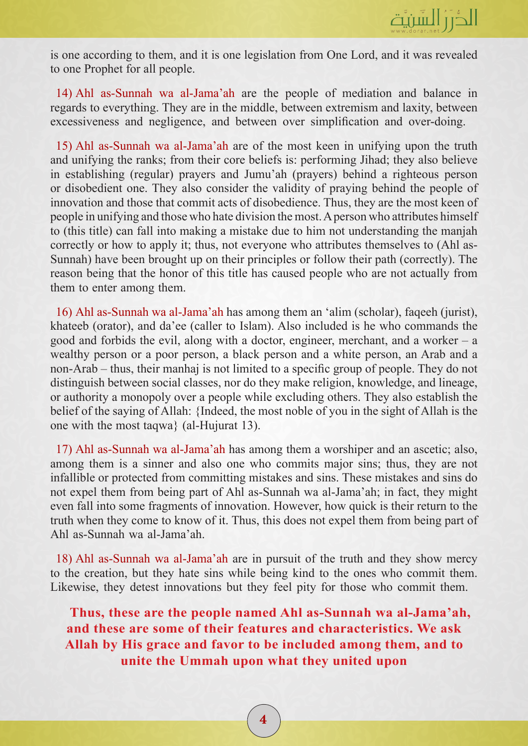is one according to them, and it is one legislation from One Lord, and it was revealed to one Prophet for all people.

14) Ahl as-Sunnah wa al-Jama'ah are the people of mediation and balance in regards to everything. They are in the middle, between extremism and laxity, between excessiveness and negligence, and between over simplification and over-doing.

15) Ahl as-Sunnah wa al-Jama'ah are of the most keen in unifying upon the truth and unifying the ranks; from their core beliefs is: performing Jihad; they also believe in establishing (regular) prayers and Jumu'ah (prayers) behind a righteous person or disobedient one. They also consider the validity of praying behind the people of innovation and those that commit acts of disobedience. Thus, they are the most keen of people in unifying and those who hate division the most. A person who attributes himself to (this title) can fall into making a mistake due to him not understanding the manjah correctly or how to apply it; thus, not everyone who attributes themselves to (Ahl as-Sunnah) have been brought up on their principles or follow their path (correctly). The reason being that the honor of this title has caused people who are not actually from them to enter among them.

16) Ahl as-Sunnah wa al-Jama'ah has among them an 'alim (scholar), faqeeh (jurist), khateeb (orator), and da'ee (caller to Islam). Also included is he who commands the good and forbids the evil, along with a doctor, engineer, merchant, and a worker – a wealthy person or a poor person, a black person and a white person, an Arab and a non-Arab – thus, their manhaj is not limited to a specific group of people. They do not distinguish between social classes, nor do they make religion, knowledge, and lineage, or authority a monopoly over a people while excluding others. They also establish the belief of the saying of Allah: {Indeed, the most noble of you in the sight of Allah is the one with the most taqwa} (al-Hujurat 13).

17) Ahl as-Sunnah wa al-Jama'ah has among them a worshiper and an ascetic; also, among them is a sinner and also one who commits major sins; thus, they are not infallible or protected from committing mistakes and sins. These mistakes and sins do not expel them from being part of Ahl as-Sunnah wa al-Jama'ah; in fact, they might even fall into some fragments of innovation. However, how quick is their return to the truth when they come to know of it. Thus, this does not expel them from being part of Ahl as-Sunnah wa al-Jama'ah.

18) Ahl as-Sunnah wa al-Jama'ah are in pursuit of the truth and they show mercy to the creation, but they hate sins while being kind to the ones who commit them. Likewise, they detest innovations but they feel pity for those who commit them.

**Thus, these are the people named Ahl as-Sunnah wa al-Jama'ah, and these are some of their features and characteristics. We ask Allah by His grace and favor to be included among them, and to unite the Ummah upon what they united upon**